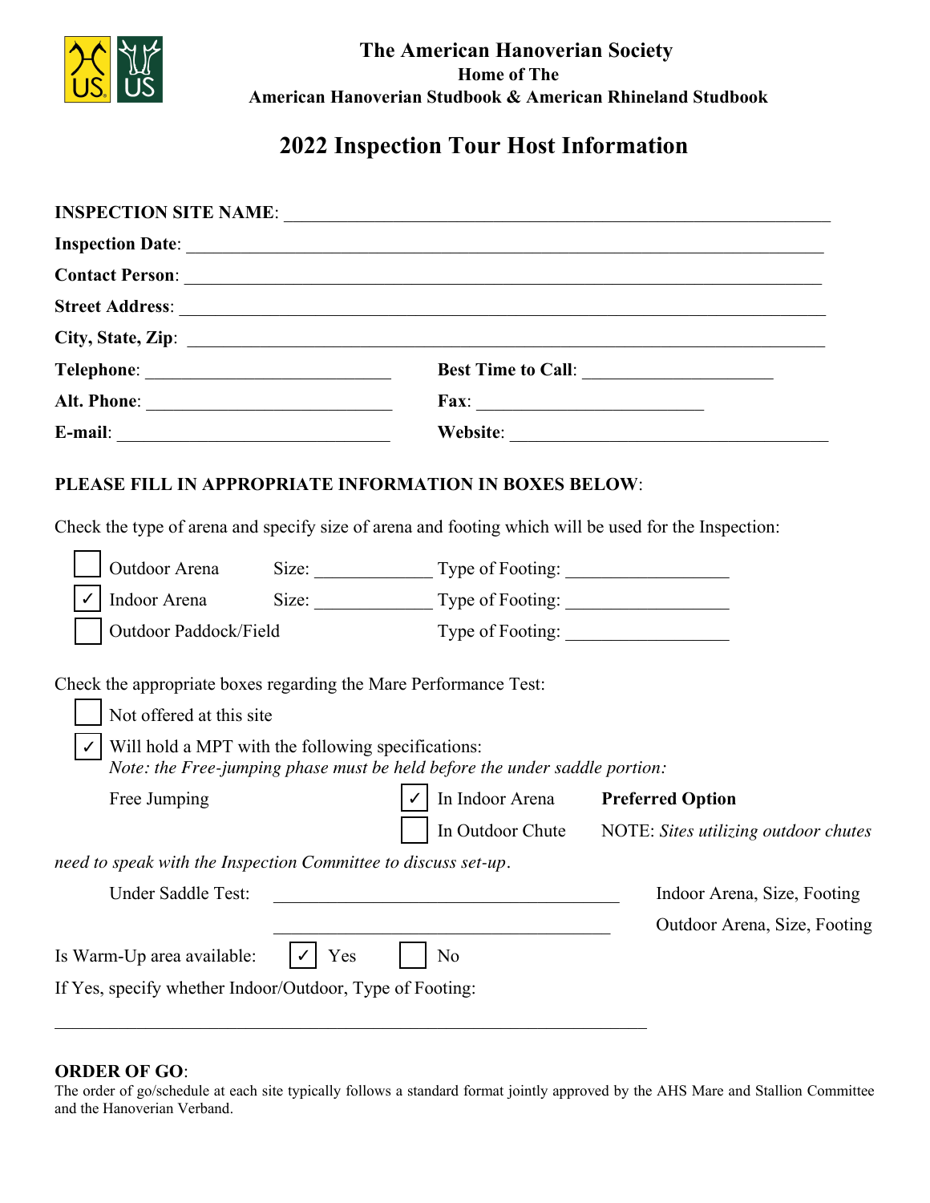**The American Hanoverian Society**
**Home of The**
**American Hanoverian Studbook & American Rhineland Studbook**

# 2022 Inspection Tour Host Information

**INSPECTION SITE NAME**: ___________________________________________

**Inspection Date**: ___________________________________________

**Contact Person**: ___________________________________________

**Street Address**: ___________________________________________

**City, State, Zip**: ___________________________________________

**Telephone**: ______________________ **Best Time to Call**: ____________________

**Alt. Phone**: ______________________ **Fax**: ____________________

**E-mail**: ______________________ **Website**: ____________________

**PLEASE FILL IN APPROPRIATE INFORMATION IN BOXES BELOW**:

Check the type of arena and specify size of arena and footing which will be used for the Inspection:

- ☐ Outdoor Arena Size: ____________ Type of Footing: ________________
- ☑ Indoor Arena Size: ____________ Type of Footing: ________________
- ☐ Outdoor Paddock/Field Type of Footing: ________________

Check the appropriate boxes regarding the Mare Performance Test:

- ☐ Not offered at this site
- ☑ Will hold a MPT with the following specifications:
  *Note: the Free-jumping phase must be held before the under saddle portion:*

Free Jumping ☑ In Indoor Arena **Preferred Option**

☐ In Outdoor Chute NOTE: *Sites utilizing outdoor chutes need to speak with the Inspection Committee to discuss set-up*.

Under Saddle Test: ____________________________________ Indoor Arena, Size, Footing

____________________________________ Outdoor Arena, Size, Footing

Is Warm-Up area available: ☑ Yes ☐ No

If Yes, specify whether Indoor/Outdoor, Type of Footing:

____________________________________________________________

**ORDER OF GO**:

The order of go/schedule at each site typically follows a standard format jointly approved by the AHS Mare and Stallion Committee and the Hanoverian Verband.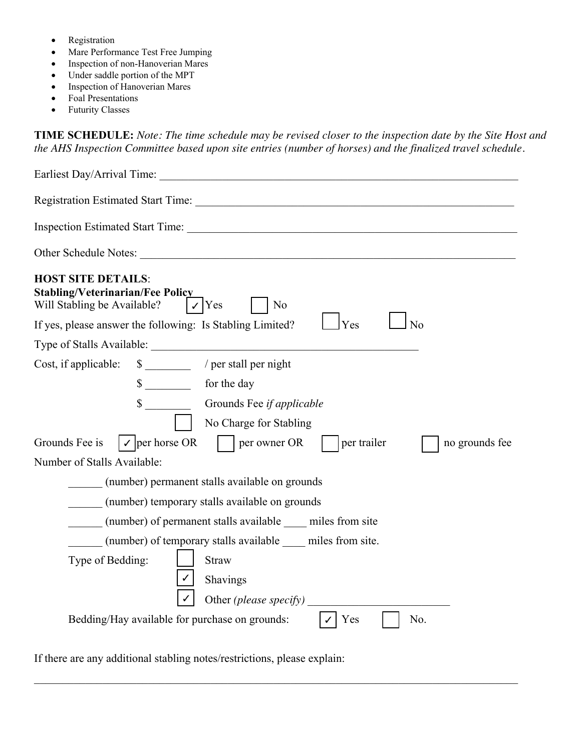- Registration
- Mare Performance Test Free Jumping
- Inspection of non-Hanoverian Mares
- Under saddle portion of the MPT
- Inspection of Hanoverian Mares
- Foal Presentations
- Futurity Classes

**TIME SCHEDULE:** *Note: The time schedule may be revised closer to the inspection date by the Site Host and the AHS Inspection Committee based upon site entries (number of horses) and the finalized travel schedule.*

Earliest Day/Arrival Time: ______________________________________________________________

Registration Estimated Start Time: ______________________________________________________

Inspection Estimated Start Time: ________________________________________________________

Other Schedule Notes: _________________________________________________________________

**HOST SITE DETAILS**:

**Stabling/Veterinarian/Fee Policy**

Will Stabling be Available? ☑ Yes ☐ No

If yes, please answer the following: Is Stabling Limited? ☐ Yes ☐ No

Type of Stalls Available: ____________________________________________

Cost, if applicable: $ ________ / per stall per night

$ ________ for the day

$ ________ Grounds Fee *if applicable*

☐ No Charge for Stabling

Grounds Fee is ☑ per horse OR ☐ per owner OR ☐ per trailer ☐ no grounds fee

Number of Stalls Available:

______ (number) permanent stalls available on grounds

______ (number) temporary stalls available on grounds

______ (number) of permanent stalls available ____ miles from site

______ (number) of temporary stalls available ____ miles from site.

Type of Bedding: ☐ Straw

☑ Shavings

☑ Other *(please specify)* ________________________

Bedding/Hay available for purchase on grounds: ☑ Yes ☐ No.

If there are any additional stabling notes/restrictions, please explain:

_____________________________________________________________________________________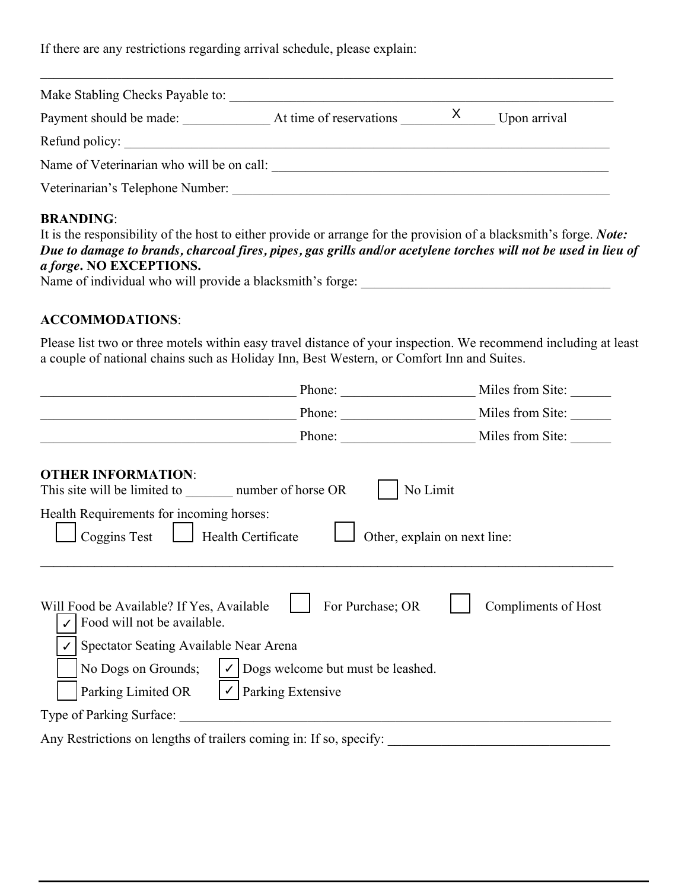If there are any restrictions regarding arrival schedule, please explain:

_______________________________________________________________________________

Make Stabling Checks Payable to: _______________________________________________

Payment should be made: ____________ At time of reservations _____X_____ Upon arrival

Refund policy: _______________________________________________________________

Name of Veterinarian who will be on call: ______________________________________

Veterinarian's Telephone Number: _______________________________________________

**BRANDING**:

It is the responsibility of the host to either provide or arrange for the provision of a blacksmith's forge. ***Note: Due to damage to brands, charcoal fires, pipes, gas grills and/or acetylene torches will not be used in lieu of a forge*. NO EXCEPTIONS.**

Name of individual who will provide a blacksmith's forge: ______________________________

**ACCOMMODATIONS**:

Please list two or three motels within easy travel distance of your inspection. We recommend including at least a couple of national chains such as Holiday Inn, Best Western, or Comfort Inn and Suites.

________________________________ Phone: ________________ Miles from Site: ______

________________________________ Phone: ________________ Miles from Site: ______

________________________________ Phone: ________________ Miles from Site: ______

**OTHER INFORMATION**:

This site will be limited to _______ number of horse OR ☐ No Limit

Health Requirements for incoming horses:

☐ Coggins Test ☐ Health Certificate ☐ Other, explain on next line:

_______________________________________________________________________________

Will Food be Available? If Yes, Available ☐ For Purchase; OR ☐ Compliments of Host

☑ Food will not be available.

☑ Spectator Seating Available Near Arena

☐ No Dogs on Grounds; ☑ Dogs welcome but must be leashed.

☐ Parking Limited OR ☑ Parking Extensive

Type of Parking Surface: _______________________________________________________

Any Restrictions on lengths of trailers coming in: If so, specify: ____________________________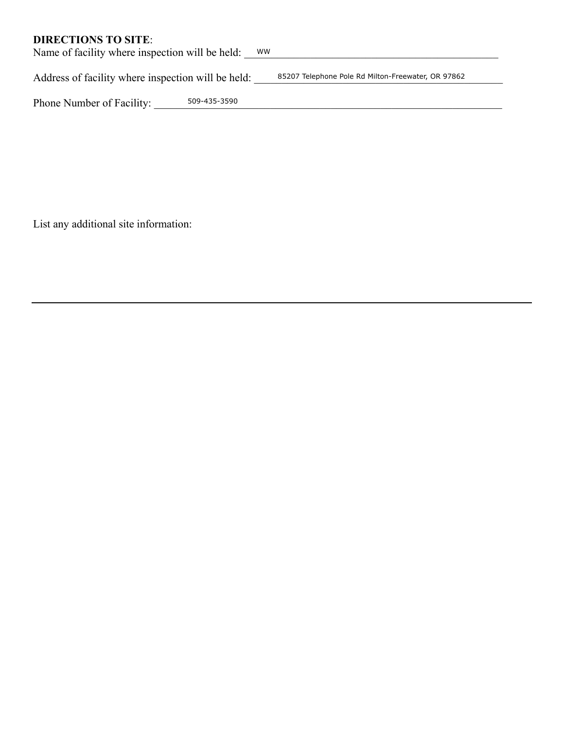**DIRECTIONS TO SITE**:

Name of facility where inspection will be held: WW

Address of facility where inspection will be held: 85207 Telephone Pole Rd Milton-Freewater, OR 97862

Phone Number of Facility: 509-435-3590

List any additional site information:

---